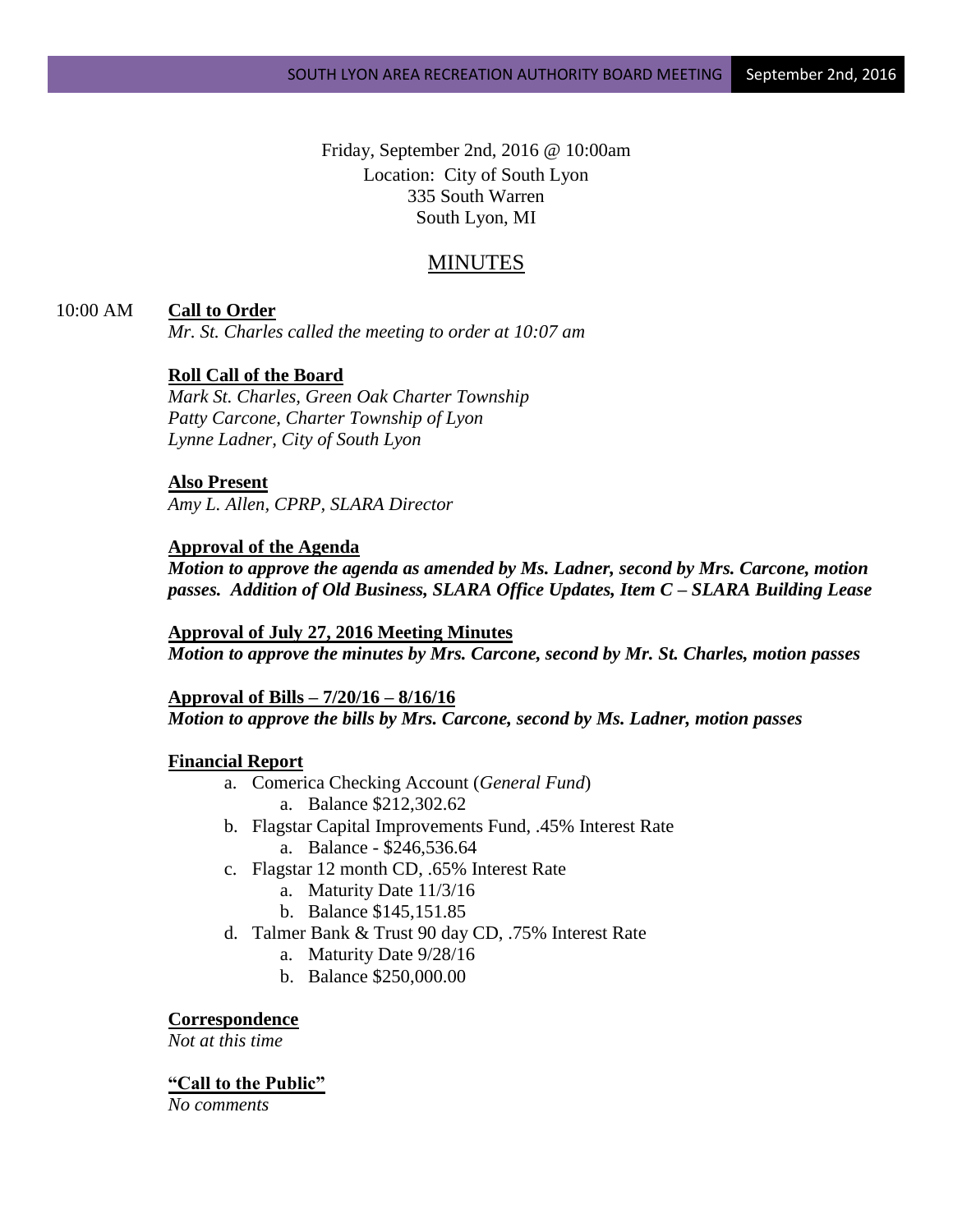Friday, September 2nd, 2016 @ 10:00am
Location: City of South Lyon
335 South Warren
South Lyon, MI

# MINUTES

10:00 AM **Call to Order**

*Mr. St. Charles called the meeting to order at 10:07 am*

**Roll Call of the Board**

*Mark St. Charles, Green Oak Charter Township*
*Patty Carcone, Charter Township of Lyon*
*Lynne Ladner, City of South Lyon*

**Also Present**

*Amy L. Allen, CPRP, SLARA Director*

**Approval of the Agenda**

***Motion to approve the agenda as amended by Ms. Ladner, second by Mrs. Carcone, motion passes. Addition of Old Business, SLARA Office Updates, Item C – SLARA Building Lease***

**Approval of July 27, 2016 Meeting Minutes**

***Motion to approve the minutes by Mrs. Carcone, second by Mr. St. Charles, motion passes***

**Approval of Bills – 7/20/16 – 8/16/16**

***Motion to approve the bills by Mrs. Carcone, second by Ms. Ladner, motion passes***

**Financial Report**

a. Comerica Checking Account (*General Fund*)
   a. Balance $212,302.62
b. Flagstar Capital Improvements Fund, .45% Interest Rate
   a. Balance - $246,536.64
c. Flagstar 12 month CD, .65% Interest Rate
   a. Maturity Date 11/3/16
   b. Balance $145,151.85
d. Talmer Bank & Trust 90 day CD, .75% Interest Rate
   a. Maturity Date 9/28/16
   b. Balance $250,000.00

**Correspondence**

*Not at this time*

**"Call to the Public"**

*No comments*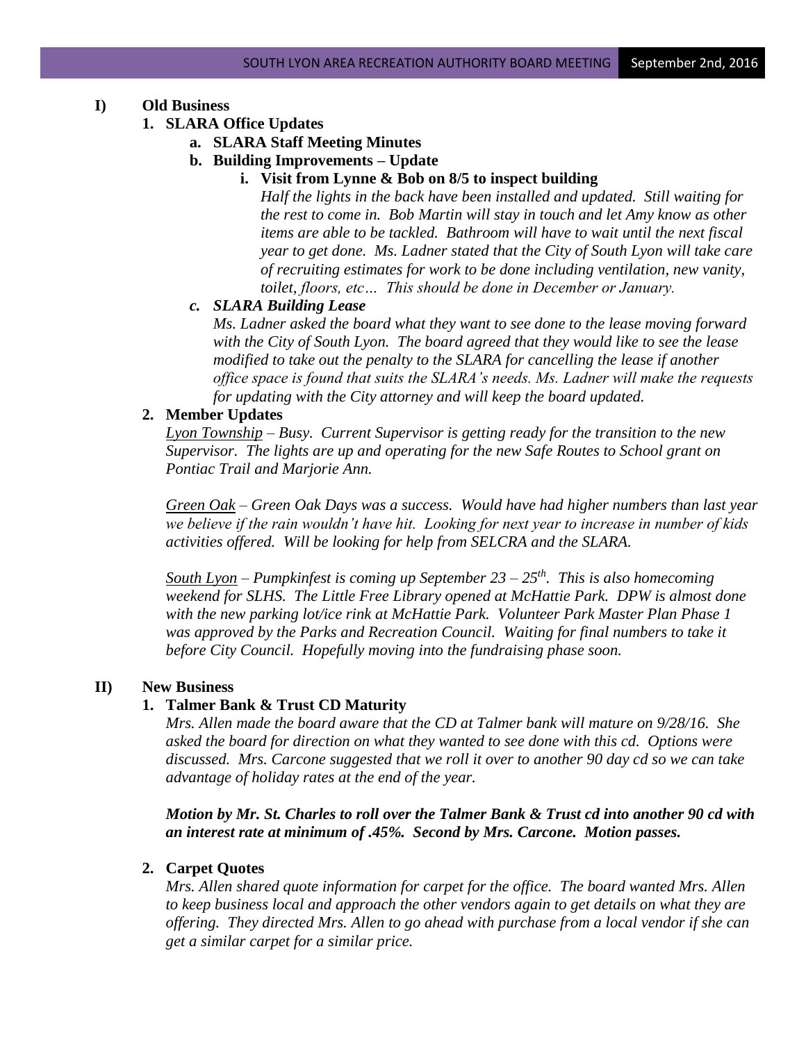## I) Old Business

### 1. SLARA Office Updates

#### a. SLARA Staff Meeting Minutes

#### b. Building Improvements – Update

**i. Visit from Lynne & Bob on 8/5 to inspect building**

*Half the lights in the back have been installed and updated. Still waiting for the rest to come in. Bob Martin will stay in touch and let Amy know as other items are able to be tackled. Bathroom will have to wait until the next fiscal year to get done. Ms. Ladner stated that the City of South Lyon will take care of recruiting estimates for work to be done including ventilation, new vanity, toilet, floors, etc… This should be done in December or January.*

#### *c. SLARA Building Lease*

*Ms. Ladner asked the board what they want to see done to the lease moving forward with the City of South Lyon. The board agreed that they would like to see the lease modified to take out the penalty to the SLARA for cancelling the lease if another office space is found that suits the SLARA's needs. Ms. Ladner will make the requests for updating with the City attorney and will keep the board updated.*

### 2. Member Updates

*Lyon Township – Busy. Current Supervisor is getting ready for the transition to the new Supervisor. The lights are up and operating for the new Safe Routes to School grant on Pontiac Trail and Marjorie Ann.*

*Green Oak – Green Oak Days was a success. Would have had higher numbers than last year we believe if the rain wouldn't have hit. Looking for next year to increase in number of kids activities offered. Will be looking for help from SELCRA and the SLARA.*

*South Lyon – Pumpkinfest is coming up September 23 – 25th. This is also homecoming weekend for SLHS. The Little Free Library opened at McHattie Park. DPW is almost done with the new parking lot/ice rink at McHattie Park. Volunteer Park Master Plan Phase 1 was approved by the Parks and Recreation Council. Waiting for final numbers to take it before City Council. Hopefully moving into the fundraising phase soon.*

## II) New Business

### 1. Talmer Bank & Trust CD Maturity

*Mrs. Allen made the board aware that the CD at Talmer bank will mature on 9/28/16. She asked the board for direction on what they wanted to see done with this cd. Options were discussed. Mrs. Carcone suggested that we roll it over to another 90 day cd so we can take advantage of holiday rates at the end of the year.*

***Motion by Mr. St. Charles to roll over the Talmer Bank & Trust cd into another 90 cd with an interest rate at minimum of .45%. Second by Mrs. Carcone. Motion passes.***

### 2. Carpet Quotes

*Mrs. Allen shared quote information for carpet for the office. The board wanted Mrs. Allen to keep business local and approach the other vendors again to get details on what they are offering. They directed Mrs. Allen to go ahead with purchase from a local vendor if she can get a similar carpet for a similar price.*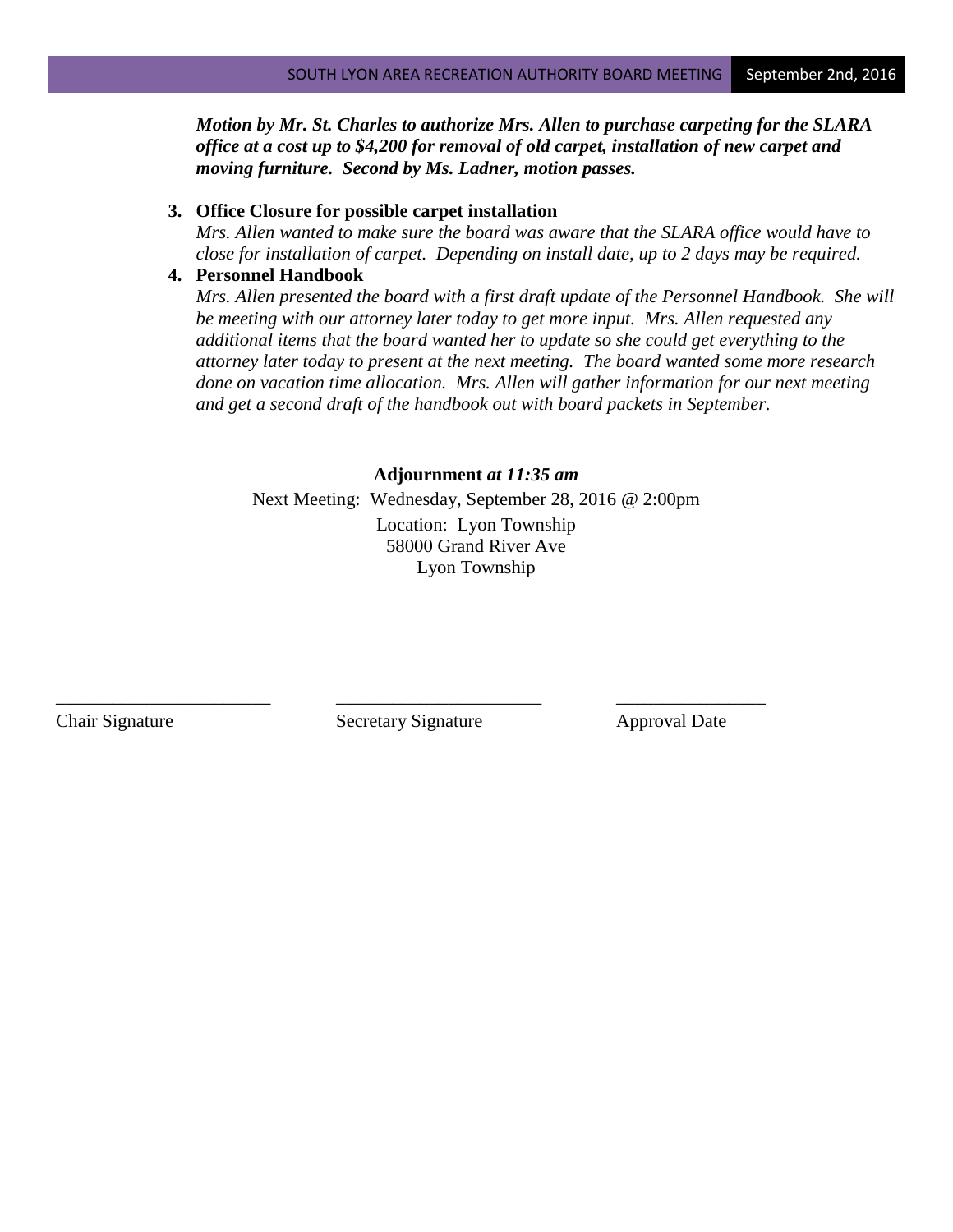***Motion by Mr. St. Charles to authorize Mrs. Allen to purchase carpeting for the SLARA office at a cost up to $4,200 for removal of old carpet, installation of new carpet and moving furniture. Second by Ms. Ladner, motion passes.***

3. **Office Closure for possible carpet installation**
   *Mrs. Allen wanted to make sure the board was aware that the SLARA office would have to close for installation of carpet. Depending on install date, up to 2 days may be required.*
4. **Personnel Handbook**
   *Mrs. Allen presented the board with a first draft update of the Personnel Handbook. She will be meeting with our attorney later today to get more input. Mrs. Allen requested any additional items that the board wanted her to update so she could get everything to the attorney later today to present at the next meeting. The board wanted some more research done on vacation time allocation. Mrs. Allen will gather information for our next meeting and get a second draft of the handbook out with board packets in September.*

**Adjournment** ***at 11:35 am***

Next Meeting: Wednesday, September 28, 2016 @ 2:00pm

Location: Lyon Township
58000 Grand River Ave
Lyon Township

_______________________ _______________________ ________________

Chair Signature Secretary Signature Approval Date